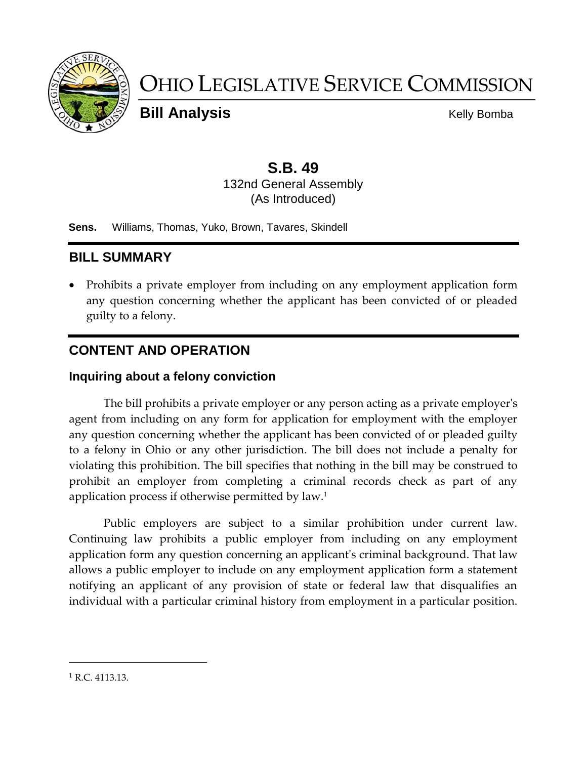# Ohio Legislative Service Commission

**Bill Analysis** Kelly Bomba

## S.B. 49

132nd General Assembly
(As Introduced)

**Sens.** Williams, Thomas, Yuko, Brown, Tavares, Skindell

## BILL SUMMARY

- Prohibits a private employer from including on any employment application form any question concerning whether the applicant has been convicted of or pleaded guilty to a felony.

## CONTENT AND OPERATION

### Inquiring about a felony conviction

The bill prohibits a private employer or any person acting as a private employer's agent from including on any form for application for employment with the employer any question concerning whether the applicant has been convicted of or pleaded guilty to a felony in Ohio or any other jurisdiction. The bill does not include a penalty for violating this prohibition. The bill specifies that nothing in the bill may be construed to prohibit an employer from completing a criminal records check as part of any application process if otherwise permitted by law.[1]

Public employers are subject to a similar prohibition under current law. Continuing law prohibits a public employer from including on any employment application form any question concerning an applicant's criminal background. That law allows a public employer to include on any employment application form a statement notifying an applicant of any provision of state or federal law that disqualifies an individual with a particular criminal history from employment in a particular position.

---

[1] R.C. 4113.13.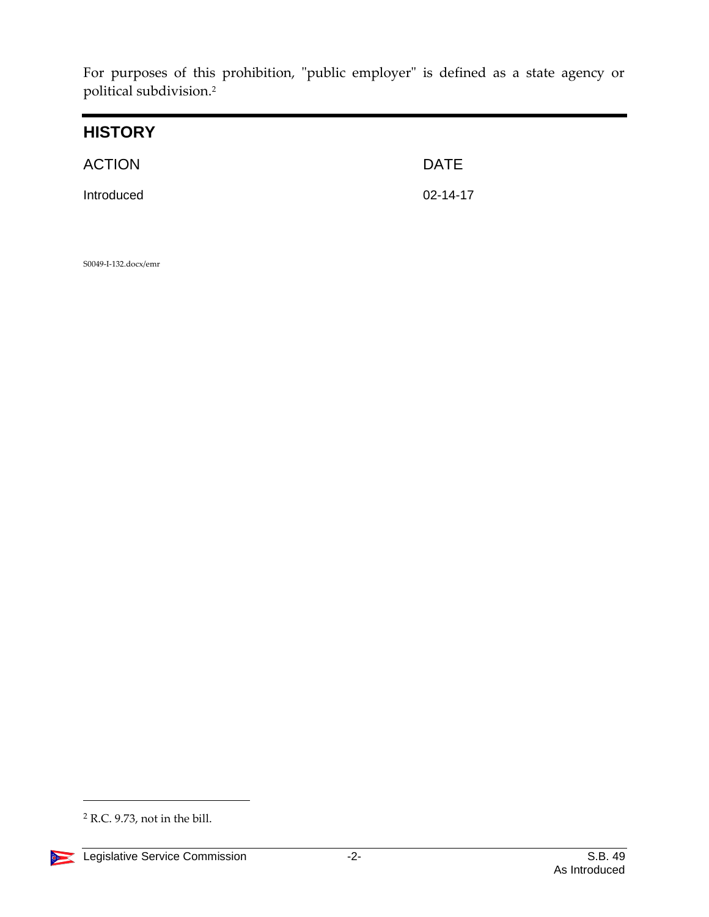For purposes of this prohibition, "public employer" is defined as a state agency or political subdivision.[2]

## HISTORY

| ACTION | DATE |
| --- | --- |
| Introduced | 02-14-17 |

S0049-I-132.docx/emr

[2] R.C. 9.73, not in the bill.